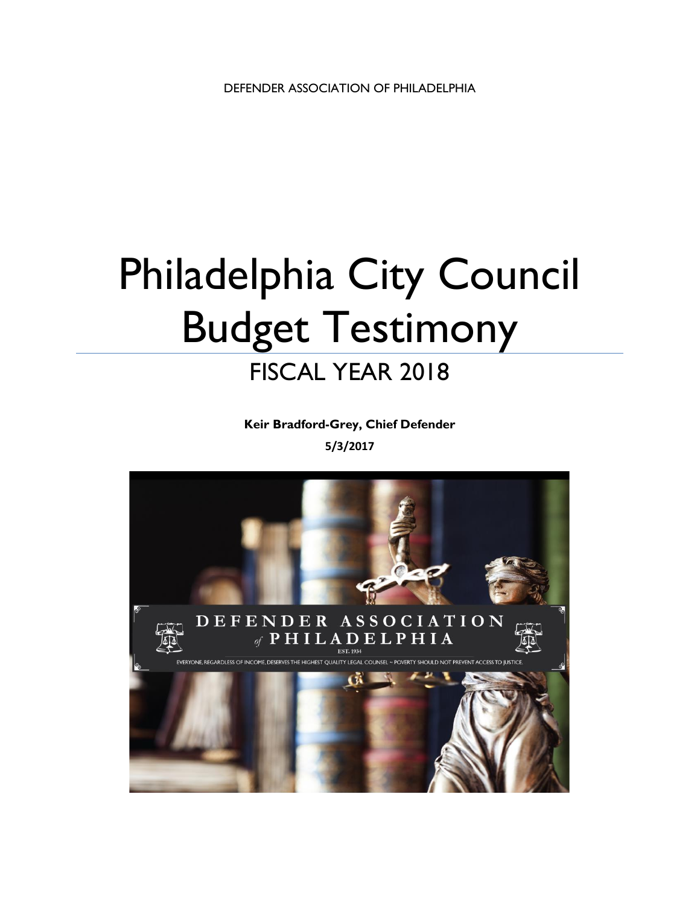DEFENDER ASSOCIATION OF PHILADELPHIA

# Philadelphia City Council Budget Testimony

## FISCAL YEAR 2018

**Keir Bradford-Grey, Chief Defender**

**5/3/2017**

DEFENDER ASSOCIATION of PHILADELPHIA

EST. 1934

EVERYONE, REGARDLESS OF INCOME, DESERVES THE HIGHEST QUALITY LEGAL COUNSEL ~ POVERTY SHOULD NOT PREVENT ACCESS TO JUSTICE.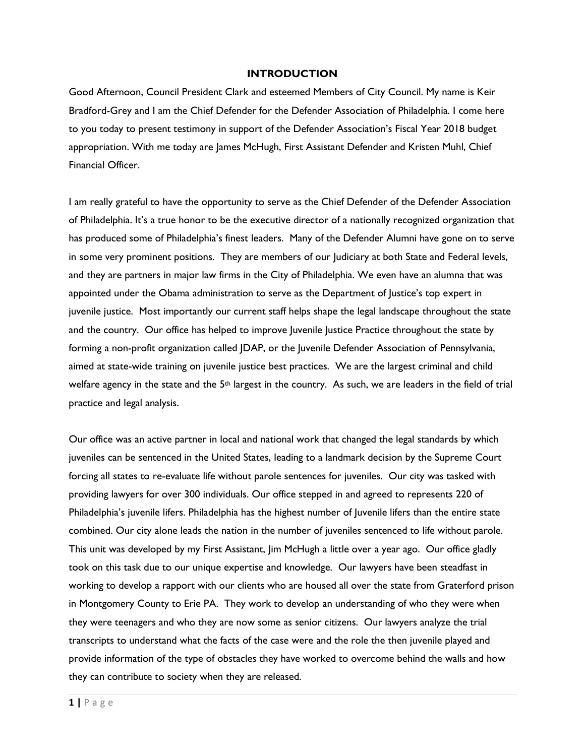# INTRODUCTION

Good Afternoon, Council President Clark and esteemed Members of City Council. My name is Keir Bradford-Grey and I am the Chief Defender for the Defender Association of Philadelphia. I come here to you today to present testimony in support of the Defender Association's Fiscal Year 2018 budget appropriation. With me today are James McHugh, First Assistant Defender and Kristen Muhl, Chief Financial Officer.

I am really grateful to have the opportunity to serve as the Chief Defender of the Defender Association of Philadelphia. It's a true honor to be the executive director of a nationally recognized organization that has produced some of Philadelphia's finest leaders. Many of the Defender Alumni have gone on to serve in some very prominent positions. They are members of our Judiciary at both State and Federal levels, and they are partners in major law firms in the City of Philadelphia. We even have an alumna that was appointed under the Obama administration to serve as the Department of Justice's top expert in juvenile justice. Most importantly our current staff helps shape the legal landscape throughout the state and the country. Our office has helped to improve Juvenile Justice Practice throughout the state by forming a non-profit organization called JDAP, or the Juvenile Defender Association of Pennsylvania, aimed at state-wide training on juvenile justice best practices. We are the largest criminal and child welfare agency in the state and the 5th largest in the country. As such, we are leaders in the field of trial practice and legal analysis.

Our office was an active partner in local and national work that changed the legal standards by which juveniles can be sentenced in the United States, leading to a landmark decision by the Supreme Court forcing all states to re-evaluate life without parole sentences for juveniles. Our city was tasked with providing lawyers for over 300 individuals. Our office stepped in and agreed to represents 220 of Philadelphia's juvenile lifers. Philadelphia has the highest number of Juvenile lifers than the entire state combined. Our city alone leads the nation in the number of juveniles sentenced to life without parole. This unit was developed by my First Assistant, Jim McHugh a little over a year ago. Our office gladly took on this task due to our unique expertise and knowledge. Our lawyers have been steadfast in working to develop a rapport with our clients who are housed all over the state from Graterford prison in Montgomery County to Erie PA. They work to develop an understanding of who they were when they were teenagers and who they are now some as senior citizens. Our lawyers analyze the trial transcripts to understand what the facts of the case were and the role the then juvenile played and provide information of the type of obstacles they have worked to overcome behind the walls and how they can contribute to society when they are released.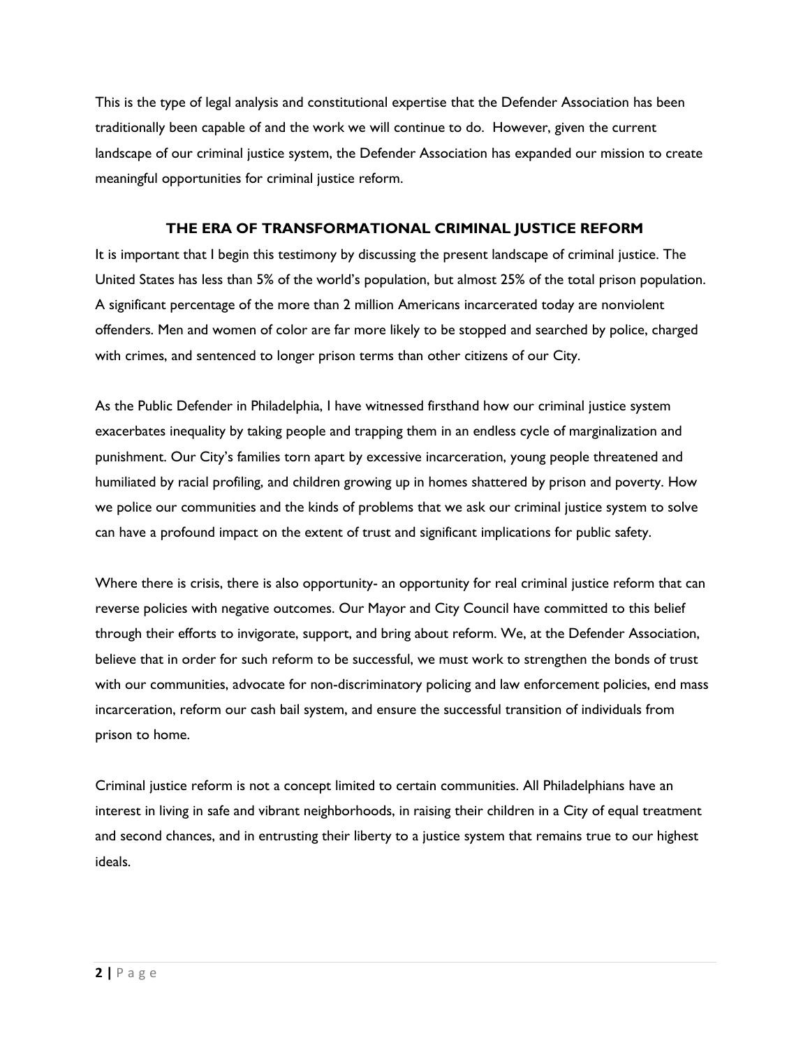This is the type of legal analysis and constitutional expertise that the Defender Association has been traditionally been capable of and the work we will continue to do. However, given the current landscape of our criminal justice system, the Defender Association has expanded our mission to create meaningful opportunities for criminal justice reform.

## THE ERA OF TRANSFORMATIONAL CRIMINAL JUSTICE REFORM

It is important that I begin this testimony by discussing the present landscape of criminal justice. The United States has less than 5% of the world's population, but almost 25% of the total prison population. A significant percentage of the more than 2 million Americans incarcerated today are nonviolent offenders. Men and women of color are far more likely to be stopped and searched by police, charged with crimes, and sentenced to longer prison terms than other citizens of our City.

As the Public Defender in Philadelphia, I have witnessed firsthand how our criminal justice system exacerbates inequality by taking people and trapping them in an endless cycle of marginalization and punishment. Our City's families torn apart by excessive incarceration, young people threatened and humiliated by racial profiling, and children growing up in homes shattered by prison and poverty. How we police our communities and the kinds of problems that we ask our criminal justice system to solve can have a profound impact on the extent of trust and significant implications for public safety.

Where there is crisis, there is also opportunity- an opportunity for real criminal justice reform that can reverse policies with negative outcomes. Our Mayor and City Council have committed to this belief through their efforts to invigorate, support, and bring about reform. We, at the Defender Association, believe that in order for such reform to be successful, we must work to strengthen the bonds of trust with our communities, advocate for non-discriminatory policing and law enforcement policies, end mass incarceration, reform our cash bail system, and ensure the successful transition of individuals from prison to home.

Criminal justice reform is not a concept limited to certain communities. All Philadelphians have an interest in living in safe and vibrant neighborhoods, in raising their children in a City of equal treatment and second chances, and in entrusting their liberty to a justice system that remains true to our highest ideals.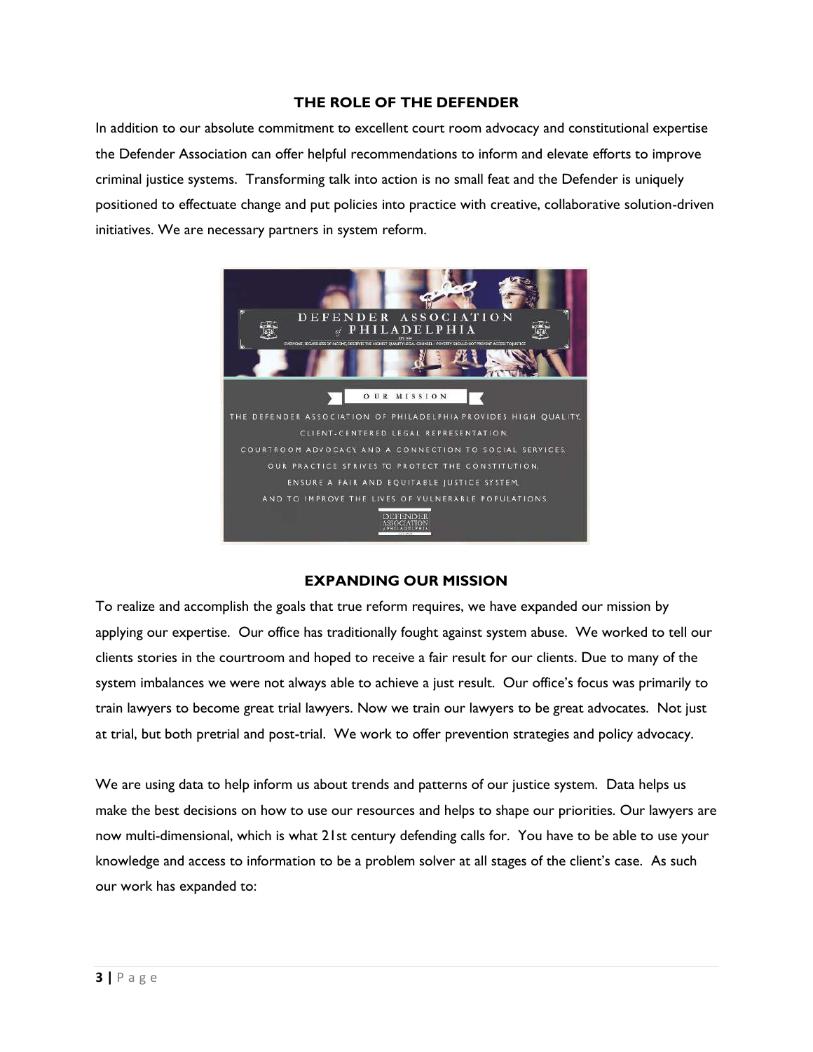## THE ROLE OF THE DEFENDER

In addition to our absolute commitment to excellent court room advocacy and constitutional expertise the Defender Association can offer helpful recommendations to inform and elevate efforts to improve criminal justice systems. Transforming talk into action is no small feat and the Defender is uniquely positioned to effectuate change and put policies into practice with creative, collaborative solution-driven initiatives. We are necessary partners in system reform.

DEFENDER ASSOCIATION of PHILADELPHIA

EVERYONE, REGARDLESS OF INCOME, DESERVES THE HIGHEST QUALITY LEGAL COUNSEL – POVERTY SHOULD NOT PREVENT ACCESS TO JUSTICE

OUR MISSION

THE DEFENDER ASSOCIATION OF PHILADELPHIA PROVIDES HIGH QUALITY, CLIENT-CENTERED LEGAL REPRESENTATION, COURTROOM ADVOCACY, AND A CONNECTION TO SOCIAL SERVICES. OUR PRACTICE STRIVES TO PROTECT THE CONSTITUTION, ENSURE A FAIR AND EQUITABLE JUSTICE SYSTEM, AND TO IMPROVE THE LIVES OF VULNERABLE POPULATIONS.

## EXPANDING OUR MISSION

To realize and accomplish the goals that true reform requires, we have expanded our mission by applying our expertise. Our office has traditionally fought against system abuse. We worked to tell our clients stories in the courtroom and hoped to receive a fair result for our clients. Due to many of the system imbalances we were not always able to achieve a just result. Our office's focus was primarily to train lawyers to become great trial lawyers. Now we train our lawyers to be great advocates. Not just at trial, but both pretrial and post-trial. We work to offer prevention strategies and policy advocacy.

We are using data to help inform us about trends and patterns of our justice system. Data helps us make the best decisions on how to use our resources and helps to shape our priorities. Our lawyers are now multi-dimensional, which is what 21st century defending calls for. You have to be able to use your knowledge and access to information to be a problem solver at all stages of the client's case. As such our work has expanded to: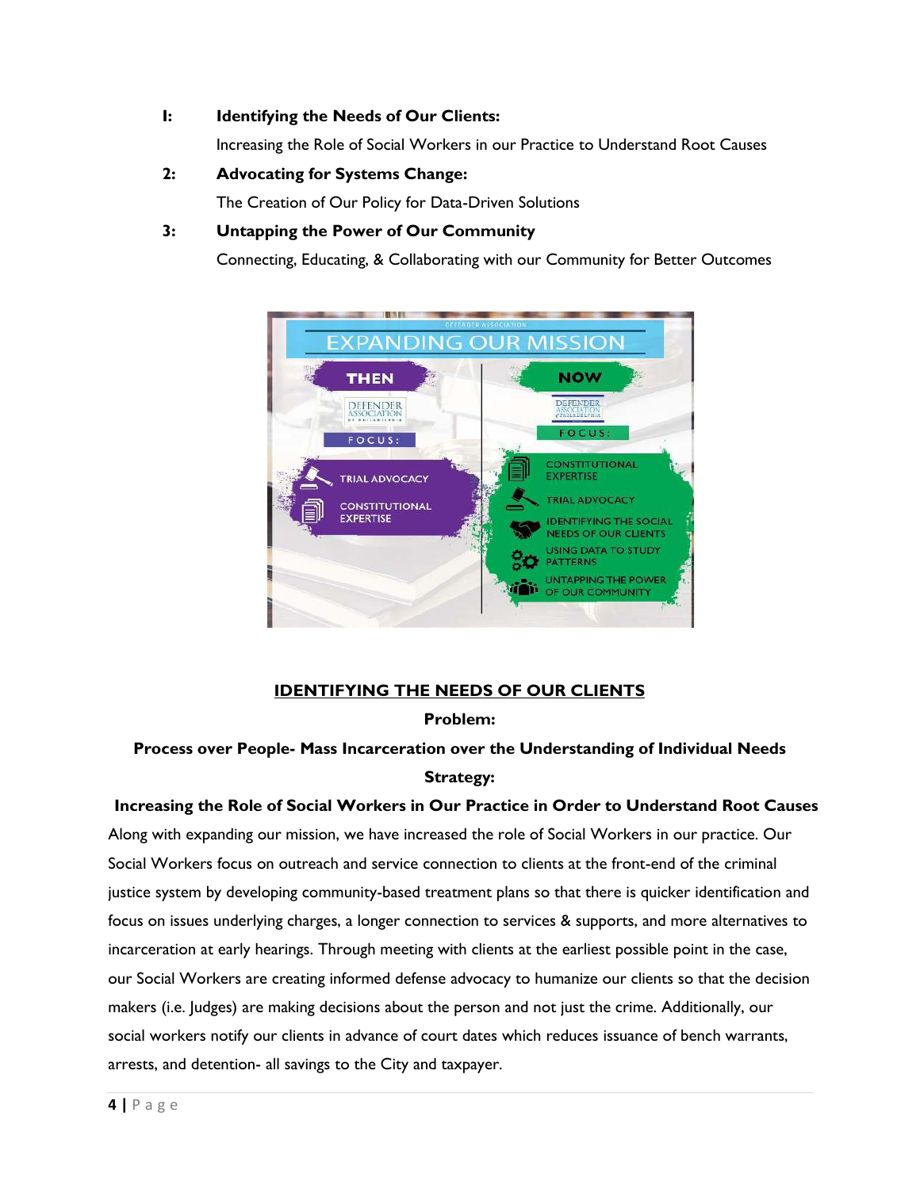**I: Identifying the Needs of Our Clients:**

Increasing the Role of Social Workers in our Practice to Understand Root Causes

**2: Advocating for Systems Change:**

The Creation of Our Policy for Data-Driven Solutions

**3: Untapping the Power of Our Community**

Connecting, Educating, & Collaborating with our Community for Better Outcomes

EXPANDING OUR MISSION

| THEN | NOW |
| --- | --- |
| DEFENDER ASSOCIATION | DEFENDER ASSOCIATION of PHILADELPHIA |
| FOCUS: | FOCUS: |
| TRIAL ADVOCACY | CONSTITUTIONAL EXPERTISE |
| CONSTITUTIONAL EXPERTISE | TRIAL ADVOCACY |
| | IDENTIFYING THE SOCIAL NEEDS OF OUR CLIENTS |
| | USING DATA TO STUDY PATTERNS |
| | UNTAPPING THE POWER OF OUR COMMUNITY |

## IDENTIFYING THE NEEDS OF OUR CLIENTS

**Problem:**

**Process over People- Mass Incarceration over the Understanding of Individual Needs**

**Strategy:**

**Increasing the Role of Social Workers in Our Practice in Order to Understand Root Causes**

Along with expanding our mission, we have increased the role of Social Workers in our practice. Our Social Workers focus on outreach and service connection to clients at the front-end of the criminal justice system by developing community-based treatment plans so that there is quicker identification and focus on issues underlying charges, a longer connection to services & supports, and more alternatives to incarceration at early hearings. Through meeting with clients at the earliest possible point in the case, our Social Workers are creating informed defense advocacy to humanize our clients so that the decision makers (i.e. Judges) are making decisions about the person and not just the crime. Additionally, our social workers notify our clients in advance of court dates which reduces issuance of bench warrants, arrests, and detention- all savings to the City and taxpayer.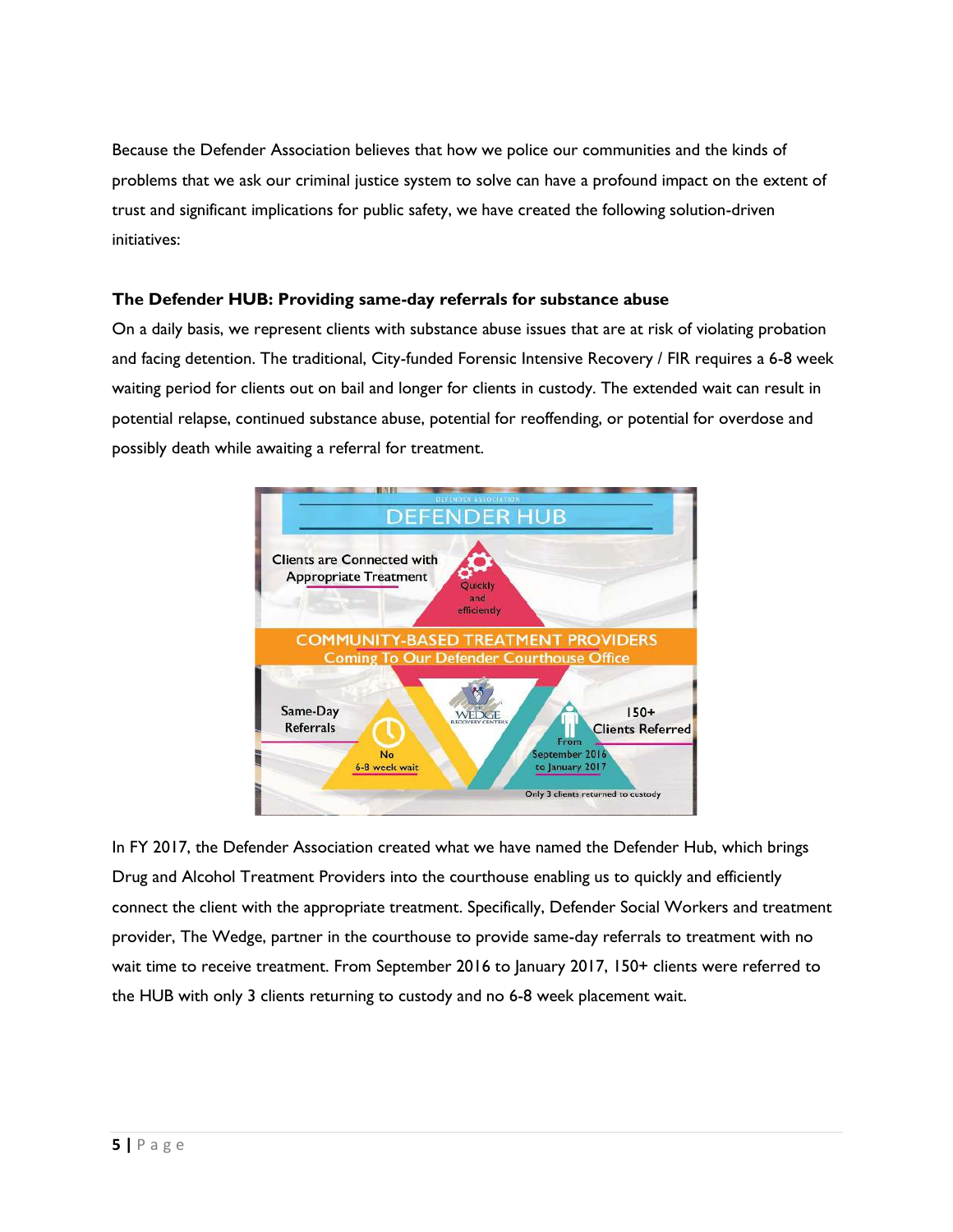Because the Defender Association believes that how we police our communities and the kinds of problems that we ask our criminal justice system to solve can have a profound impact on the extent of trust and significant implications for public safety, we have created the following solution-driven initiatives:

### The Defender HUB: Providing same-day referrals for substance abuse

On a daily basis, we represent clients with substance abuse issues that are at risk of violating probation and facing detention. The traditional, City-funded Forensic Intensive Recovery / FIR requires a 6-8 week waiting period for clients out on bail and longer for clients in custody. The extended wait can result in potential relapse, continued substance abuse, potential for reoffending, or potential for overdose and possibly death while awaiting a referral for treatment.

DEFENDER ASSOCIATION
DEFENDER HUB

Clients are Connected with Appropriate Treatment — Quickly and efficiently

COMMUNITY-BASED TREATMENT PROVIDERS
Coming To Our Defender Courthouse Office

Same-Day Referrals — No 6-8 week wait

THE WEDGE RECOVERY CENTERS

150+ Clients Referred — From September 2016 to January 2017

Only 3 clients returned to custody

In FY 2017, the Defender Association created what we have named the Defender Hub, which brings Drug and Alcohol Treatment Providers into the courthouse enabling us to quickly and efficiently connect the client with the appropriate treatment. Specifically, Defender Social Workers and treatment provider, The Wedge, partner in the courthouse to provide same-day referrals to treatment with no wait time to receive treatment. From September 2016 to January 2017, 150+ clients were referred to the HUB with only 3 clients returning to custody and no 6-8 week placement wait.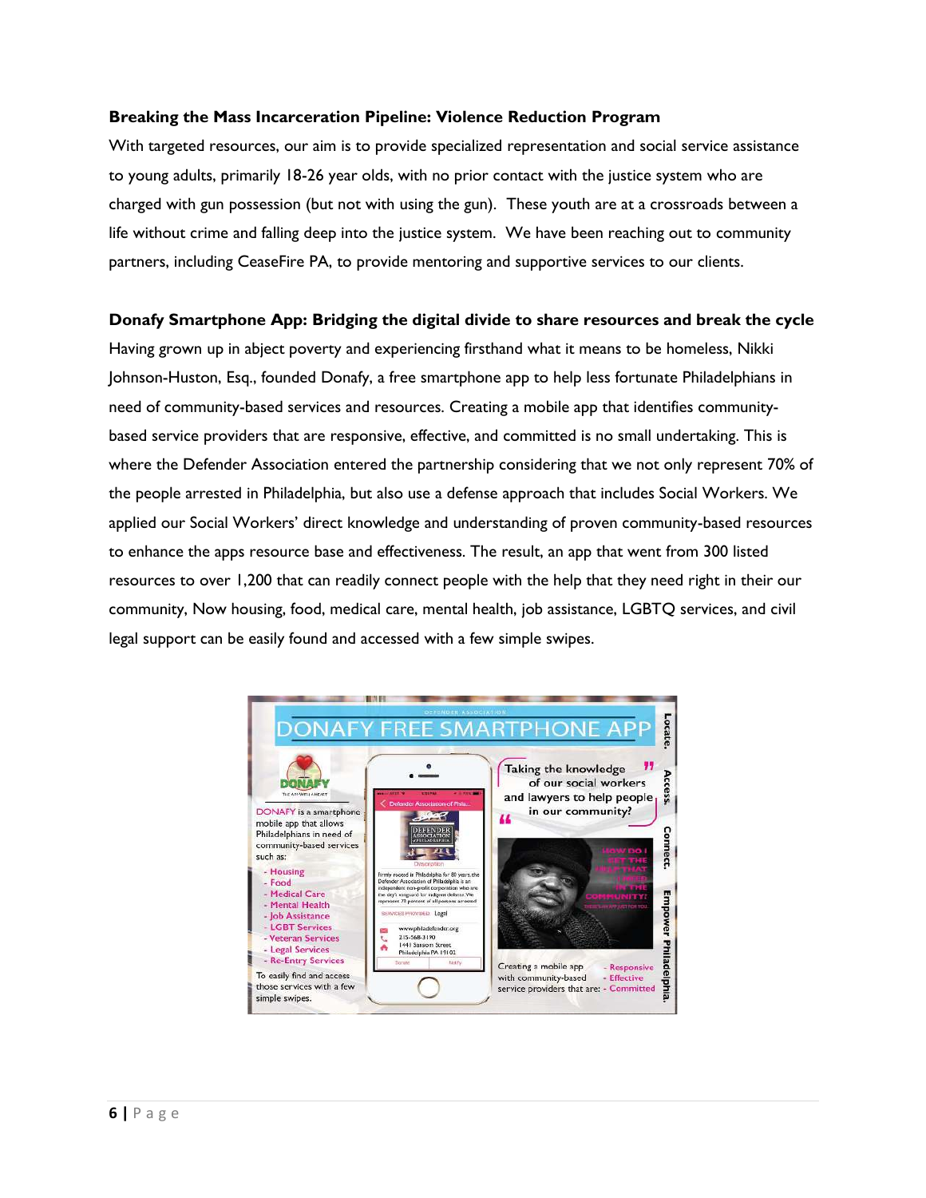**Breaking the Mass Incarceration Pipeline: Violence Reduction Program**

With targeted resources, our aim is to provide specialized representation and social service assistance to young adults, primarily 18-26 year olds, with no prior contact with the justice system who are charged with gun possession (but not with using the gun). These youth are at a crossroads between a life without crime and falling deep into the justice system. We have been reaching out to community partners, including CeaseFire PA, to provide mentoring and supportive services to our clients.

**Donafy Smartphone App: Bridging the digital divide to share resources and break the cycle**

Having grown up in abject poverty and experiencing firsthand what it means to be homeless, Nikki Johnson-Huston, Esq., founded Donafy, a free smartphone app to help less fortunate Philadelphians in need of community-based services and resources. Creating a mobile app that identifies community-based service providers that are responsive, effective, and committed is no small undertaking. This is where the Defender Association entered the partnership considering that we not only represent 70% of the people arrested in Philadelphia, but also use a defense approach that includes Social Workers. We applied our Social Workers' direct knowledge and understanding of proven community-based resources to enhance the apps resource base and effectiveness. The result, an app that went from 300 listed resources to over 1,200 that can readily connect people with the help that they need right in their our community, Now housing, food, medical care, mental health, job assistance, LGBTQ services, and civil legal support can be easily found and accessed with a few simple swipes.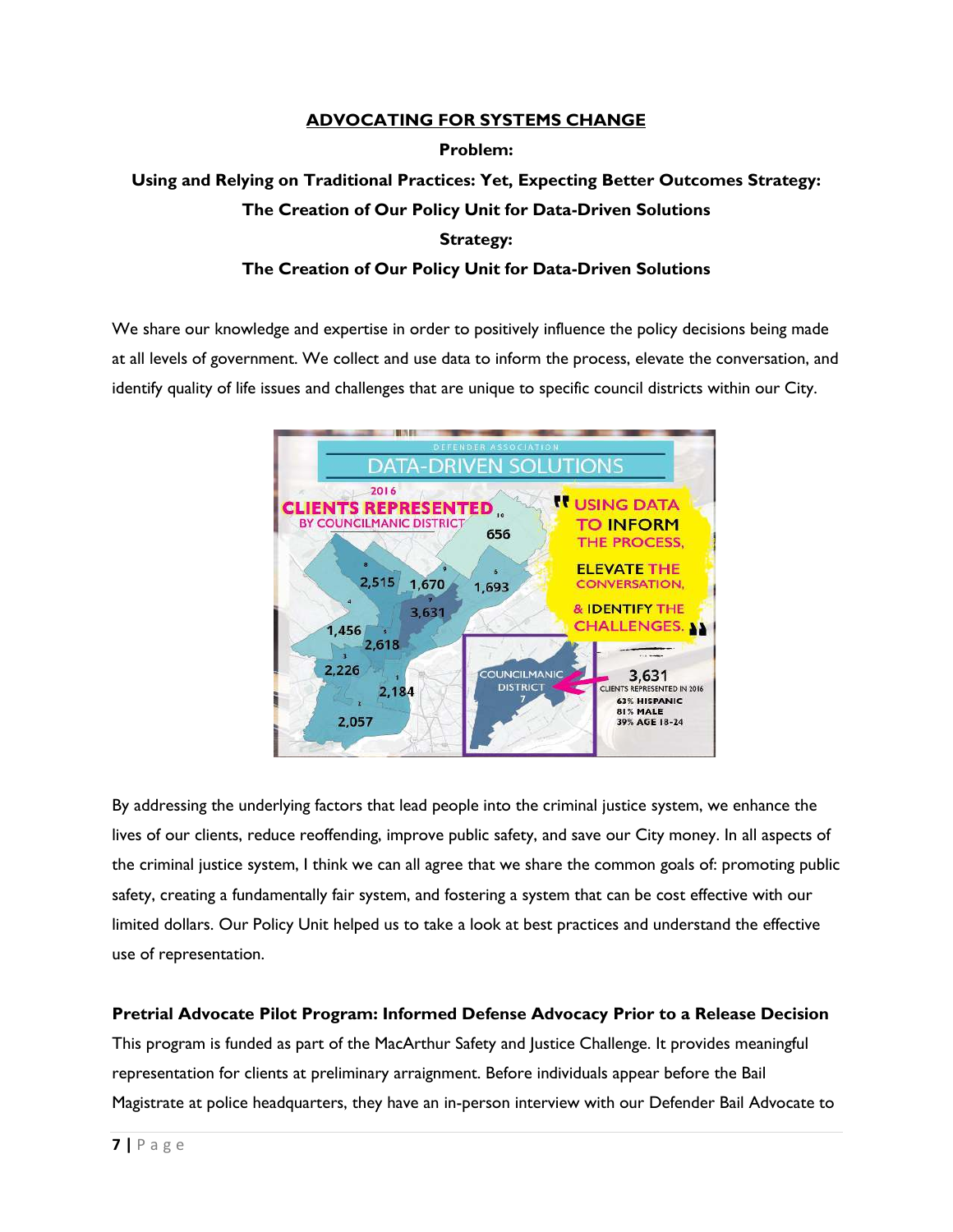## ADVOCATING FOR SYSTEMS CHANGE

**Problem:**

**Using and Relying on Traditional Practices: Yet, Expecting Better Outcomes Strategy: The Creation of Our Policy Unit for Data-Driven Solutions**

**Strategy:**

**The Creation of Our Policy Unit for Data-Driven Solutions**

We share our knowledge and expertise in order to positively influence the policy decisions being made at all levels of government. We collect and use data to inform the process, elevate the conversation, and identify quality of life issues and challenges that are unique to specific council districts within our City.

By addressing the underlying factors that lead people into the criminal justice system, we enhance the lives of our clients, reduce reoffending, improve public safety, and save our City money. In all aspects of the criminal justice system, I think we can all agree that we share the common goals of: promoting public safety, creating a fundamentally fair system, and fostering a system that can be cost effective with our limited dollars. Our Policy Unit helped us to take a look at best practices and understand the effective use of representation.

**Pretrial Advocate Pilot Program: Informed Defense Advocacy Prior to a Release Decision**

This program is funded as part of the MacArthur Safety and Justice Challenge. It provides meaningful representation for clients at preliminary arraignment. Before individuals appear before the Bail Magistrate at police headquarters, they have an in-person interview with our Defender Bail Advocate to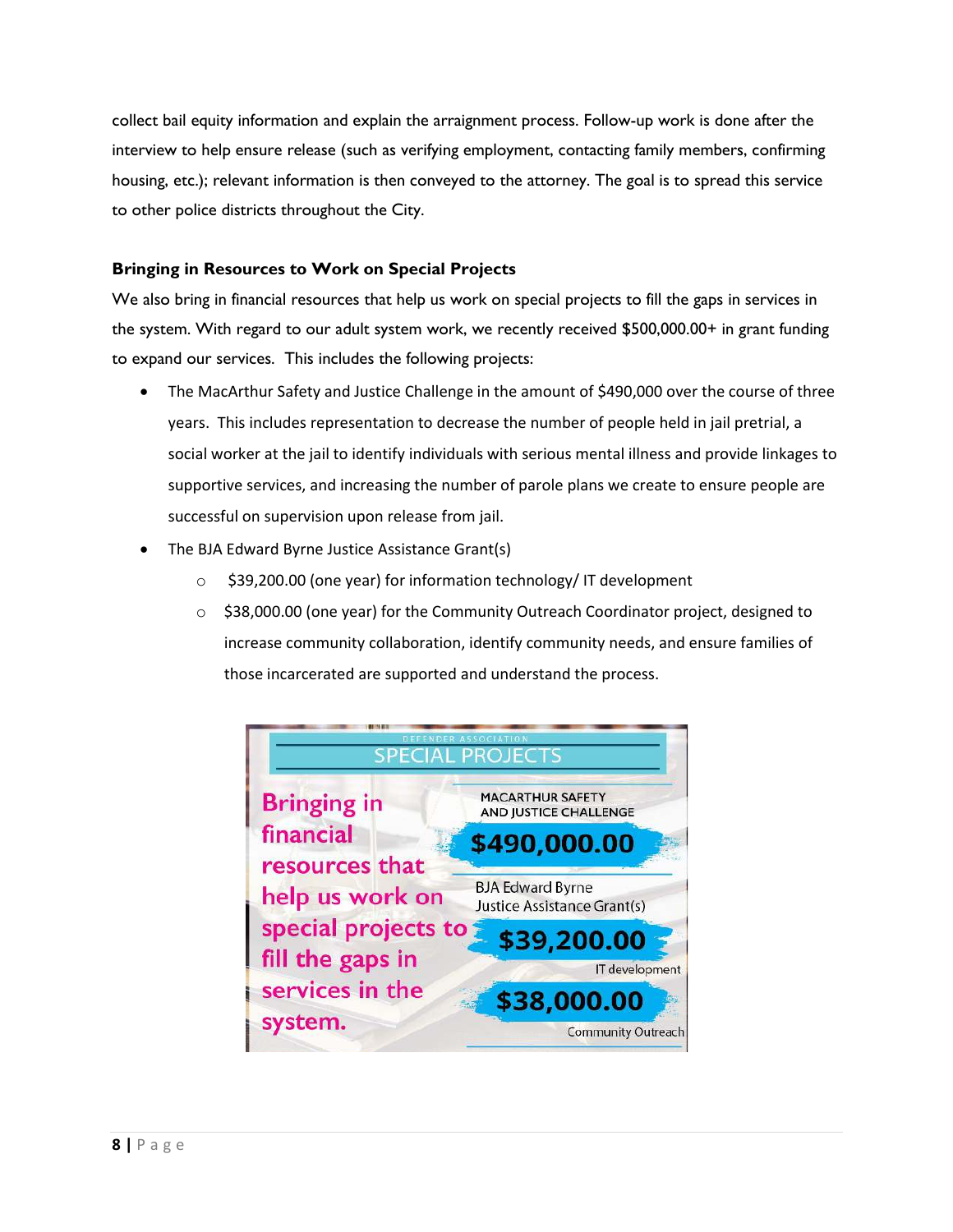collect bail equity information and explain the arraignment process. Follow-up work is done after the interview to help ensure release (such as verifying employment, contacting family members, confirming housing, etc.); relevant information is then conveyed to the attorney. The goal is to spread this service to other police districts throughout the City.

### Bringing in Resources to Work on Special Projects

We also bring in financial resources that help us work on special projects to fill the gaps in services in the system. With regard to our adult system work, we recently received $500,000.00+ in grant funding to expand our services.  This includes the following projects:

- The MacArthur Safety and Justice Challenge in the amount of $490,000 over the course of three years.  This includes representation to decrease the number of people held in jail pretrial, a social worker at the jail to identify individuals with serious mental illness and provide linkages to supportive services, and increasing the number of parole plans we create to ensure people are successful on supervision upon release from jail.
- The BJA Edward Byrne Justice Assistance Grant(s)
  - $39,200.00 (one year) for information technology/ IT development
  - $38,000.00 (one year) for the Community Outreach Coordinator project, designed to increase community collaboration, identify community needs, and ensure families of those incarcerated are supported and understand the process.

DEFENDER ASSOCIATION

SPECIAL PROJECTS

Bringing in financial resources that help us work on special projects to fill the gaps in services in the system.

MACARTHUR SAFETY AND JUSTICE CHALLENGE

$490,000.00

BJA Edward Byrne Justice Assistance Grant(s)

$39,200.00

IT development

$38,000.00

Community Outreach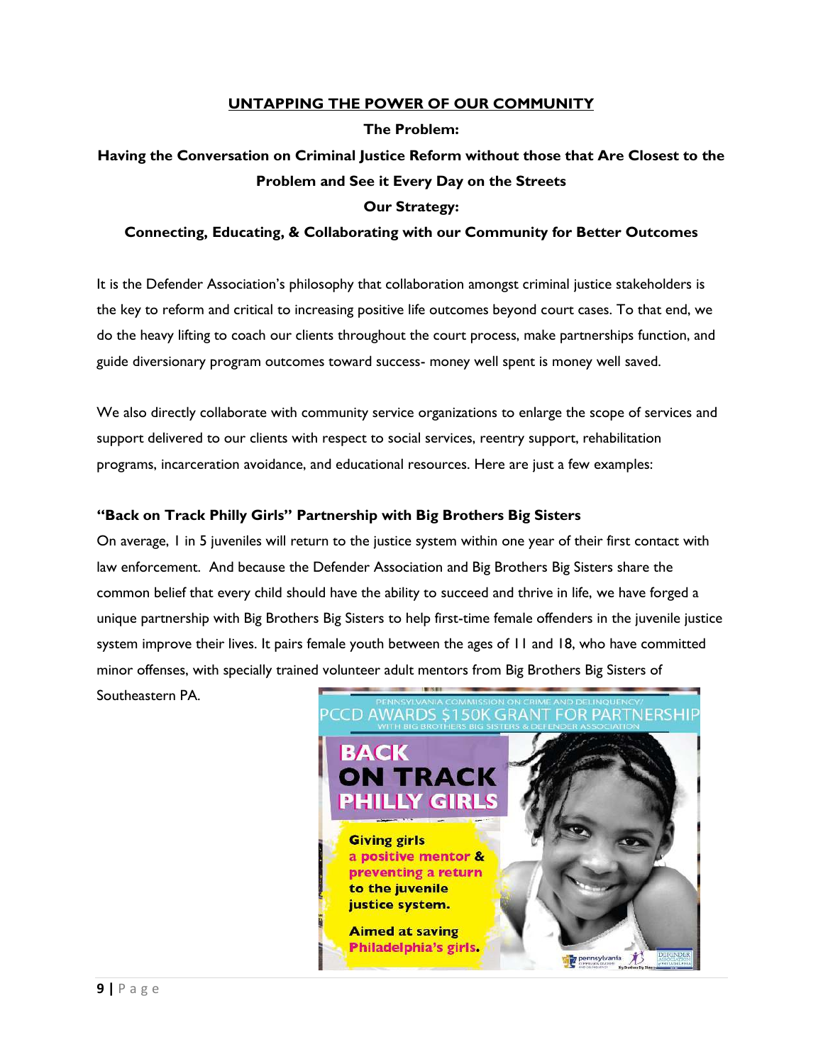## UNTAPPING THE POWER OF OUR COMMUNITY

**The Problem:**

**Having the Conversation on Criminal Justice Reform without those that Are Closest to the Problem and See it Every Day on the Streets**

**Our Strategy:**

**Connecting, Educating, & Collaborating with our Community for Better Outcomes**

It is the Defender Association's philosophy that collaboration amongst criminal justice stakeholders is the key to reform and critical to increasing positive life outcomes beyond court cases. To that end, we do the heavy lifting to coach our clients throughout the court process, make partnerships function, and guide diversionary program outcomes toward success- money well spent is money well saved.

We also directly collaborate with community service organizations to enlarge the scope of services and support delivered to our clients with respect to social services, reentry support, rehabilitation programs, incarceration avoidance, and educational resources. Here are just a few examples:

### "Back on Track Philly Girls" Partnership with Big Brothers Big Sisters

On average, 1 in 5 juveniles will return to the justice system within one year of their first contact with law enforcement. And because the Defender Association and Big Brothers Big Sisters share the common belief that every child should have the ability to succeed and thrive in life, we have forged a unique partnership with Big Brothers Big Sisters to help first-time female offenders in the juvenile justice system improve their lives. It pairs female youth between the ages of 11 and 18, who have committed minor offenses, with specially trained volunteer adult mentors from Big Brothers Big Sisters of Southeastern PA.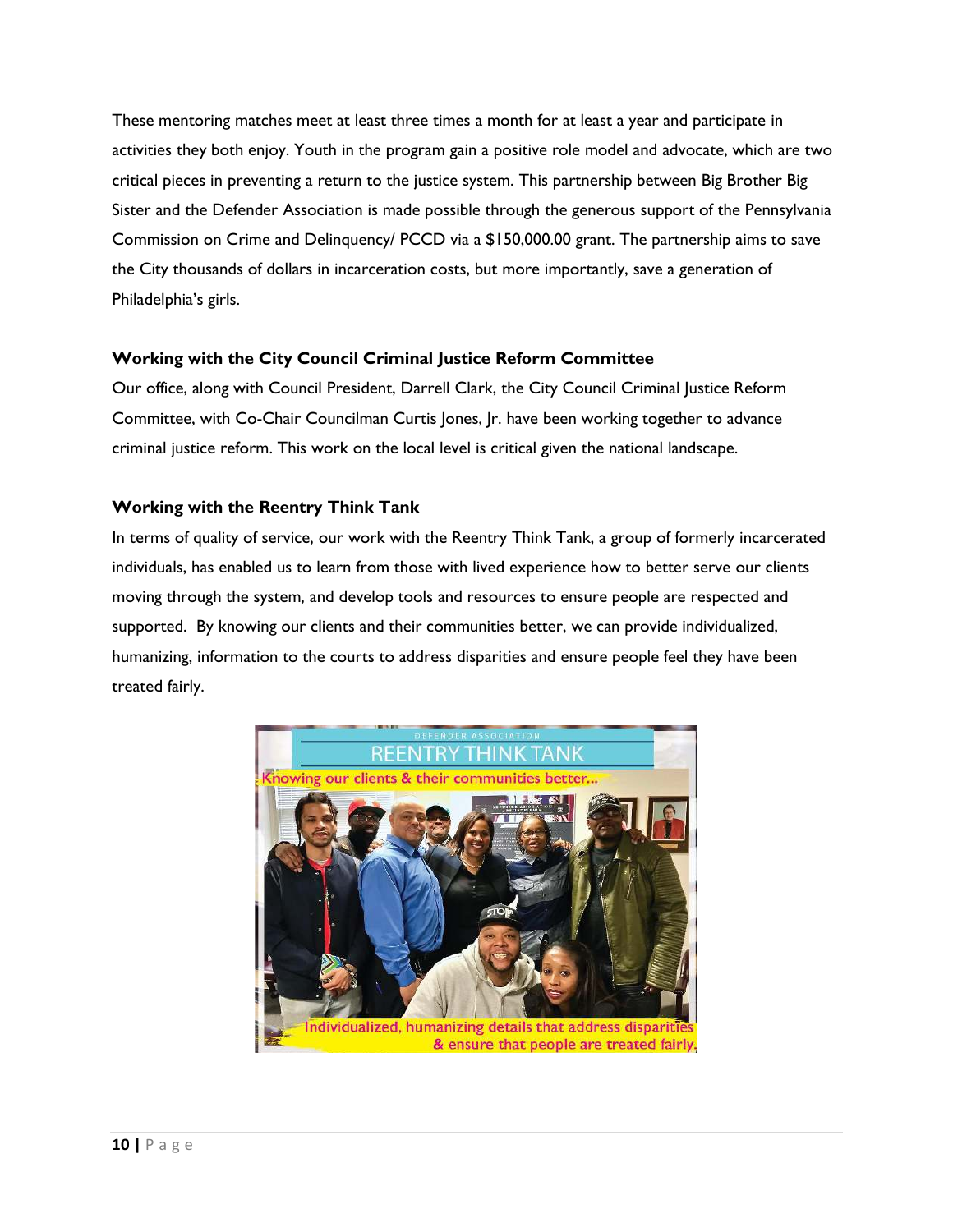These mentoring matches meet at least three times a month for at least a year and participate in activities they both enjoy. Youth in the program gain a positive role model and advocate, which are two critical pieces in preventing a return to the justice system. This partnership between Big Brother Big Sister and the Defender Association is made possible through the generous support of the Pennsylvania Commission on Crime and Delinquency/ PCCD via a $150,000.00 grant. The partnership aims to save the City thousands of dollars in incarceration costs, but more importantly, save a generation of Philadelphia's girls.

**Working with the City Council Criminal Justice Reform Committee**

Our office, along with Council President, Darrell Clark, the City Council Criminal Justice Reform Committee, with Co-Chair Councilman Curtis Jones, Jr. have been working together to advance criminal justice reform. This work on the local level is critical given the national landscape.

**Working with the Reentry Think Tank**

In terms of quality of service, our work with the Reentry Think Tank, a group of formerly incarcerated individuals, has enabled us to learn from those with lived experience how to better serve our clients moving through the system, and develop tools and resources to ensure people are respected and supported. By knowing our clients and their communities better, we can provide individualized, humanizing, information to the courts to address disparities and ensure people feel they have been treated fairly.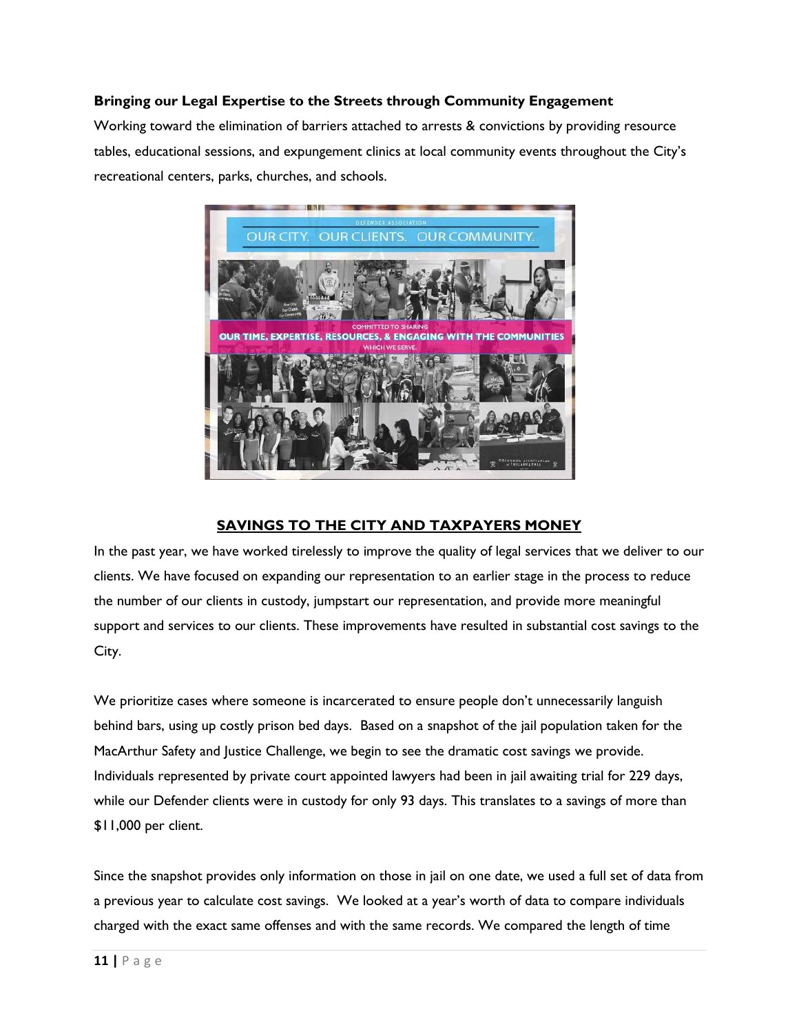**Bringing our Legal Expertise to the Streets through Community Engagement**

Working toward the elimination of barriers attached to arrests & convictions by providing resource tables, educational sessions, and expungement clinics at local community events throughout the City's recreational centers, parks, churches, and schools.

## SAVINGS TO THE CITY AND TAXPAYERS MONEY

In the past year, we have worked tirelessly to improve the quality of legal services that we deliver to our clients. We have focused on expanding our representation to an earlier stage in the process to reduce the number of our clients in custody, jumpstart our representation, and provide more meaningful support and services to our clients. These improvements have resulted in substantial cost savings to the City.

We prioritize cases where someone is incarcerated to ensure people don't unnecessarily languish behind bars, using up costly prison bed days. Based on a snapshot of the jail population taken for the MacArthur Safety and Justice Challenge, we begin to see the dramatic cost savings we provide. Individuals represented by private court appointed lawyers had been in jail awaiting trial for 229 days, while our Defender clients were in custody for only 93 days. This translates to a savings of more than $11,000 per client.

Since the snapshot provides only information on those in jail on one date, we used a full set of data from a previous year to calculate cost savings. We looked at a year's worth of data to compare individuals charged with the exact same offenses and with the same records. We compared the length of time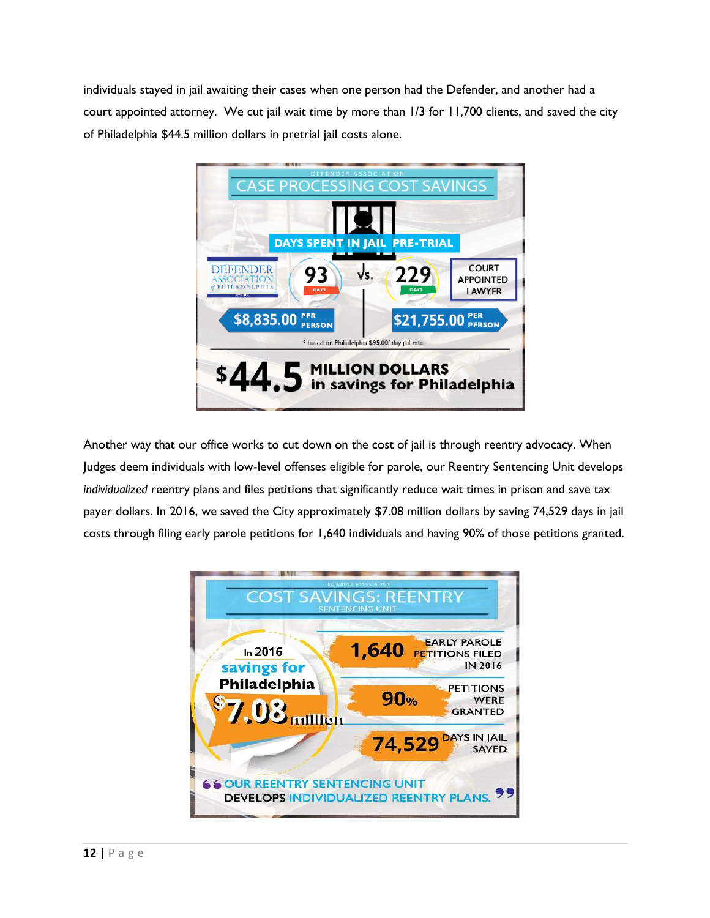individuals stayed in jail awaiting their cases when one person had the Defender, and another had a court appointed attorney. We cut jail wait time by more than 1/3 for 11,700 clients, and saved the city of Philadelphia $44.5 million dollars in pretrial jail costs alone.

DEFENDER ASSOCIATION

**CASE PROCESSING COST SAVINGS**

**DAYS SPENT IN JAIL PRE-TRIAL**

| DEFENDER ASSOCIATION of PHILADELPHIA | vs. | COURT APPOINTED LAWYER |
|---|---|---|
| 93 DAYS | | 229 DAYS |
| $8,835.00 PER PERSON | | $21,755.00 PER PERSON |

* based on Philadelphia $95.00/ day jail rate

**$44.5 MILLION DOLLARS in savings for Philadelphia**

Another way that our office works to cut down on the cost of jail is through reentry advocacy. When Judges deem individuals with low-level offenses eligible for parole, our Reentry Sentencing Unit develops *individualized* reentry plans and files petitions that significantly reduce wait times in prison and save tax payer dollars. In 2016, we saved the City approximately $7.08 million dollars by saving 74,529 days in jail costs through filing early parole petitions for 1,640 individuals and having 90% of those petitions granted.

DEFENDER ASSOCIATION

**COST SAVINGS: REENTRY**
SENTENCING UNIT

In 2016 **savings for Philadelphia** **$7.08 million**

- **1,640** EARLY PAROLE PETITIONS FILED IN 2016
- **90%** PETITIONS WERE GRANTED
- **74,529** DAYS IN JAIL SAVED

"OUR REENTRY SENTENCING UNIT DEVELOPS INDIVIDUALIZED REENTRY PLANS."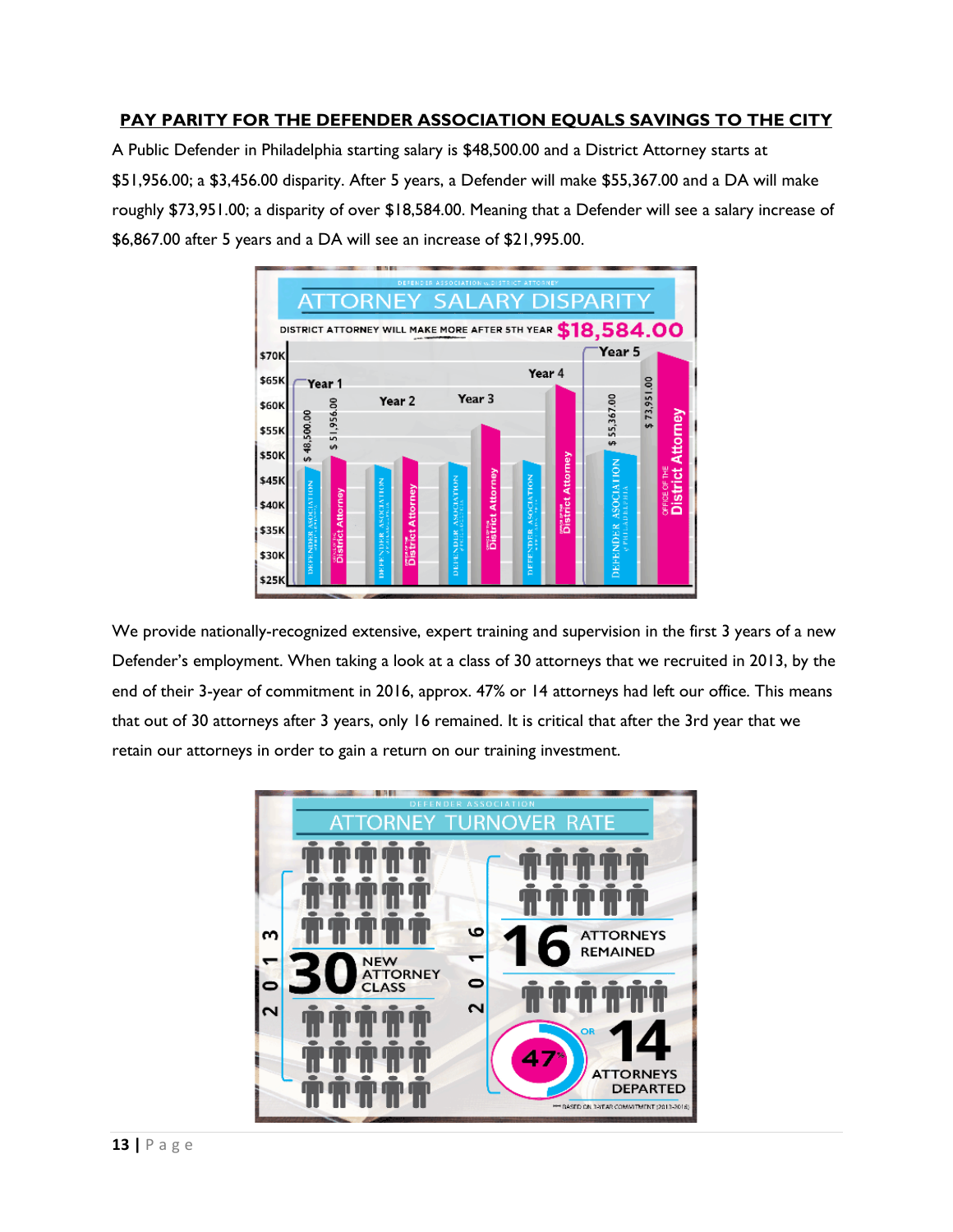**PAY PARITY FOR THE DEFENDER ASSOCIATION EQUALS SAVINGS TO THE CITY**

A Public Defender in Philadelphia starting salary is $48,500.00 and a District Attorney starts at $51,956.00; a $3,456.00 disparity. After 5 years, a Defender will make $55,367.00 and a DA will make roughly $73,951.00; a disparity of over $18,584.00. Meaning that a Defender will see a salary increase of $6,867.00 after 5 years and a DA will see an increase of $21,995.00.

We provide nationally-recognized extensive, expert training and supervision in the first 3 years of a new Defender's employment. When taking a look at a class of 30 attorneys that we recruited in 2013, by the end of their 3-year of commitment in 2016, approx. 47% or 14 attorneys had left our office. This means that out of 30 attorneys after 3 years, only 16 remained. It is critical that after the 3rd year that we retain our attorneys in order to gain a return on our training investment.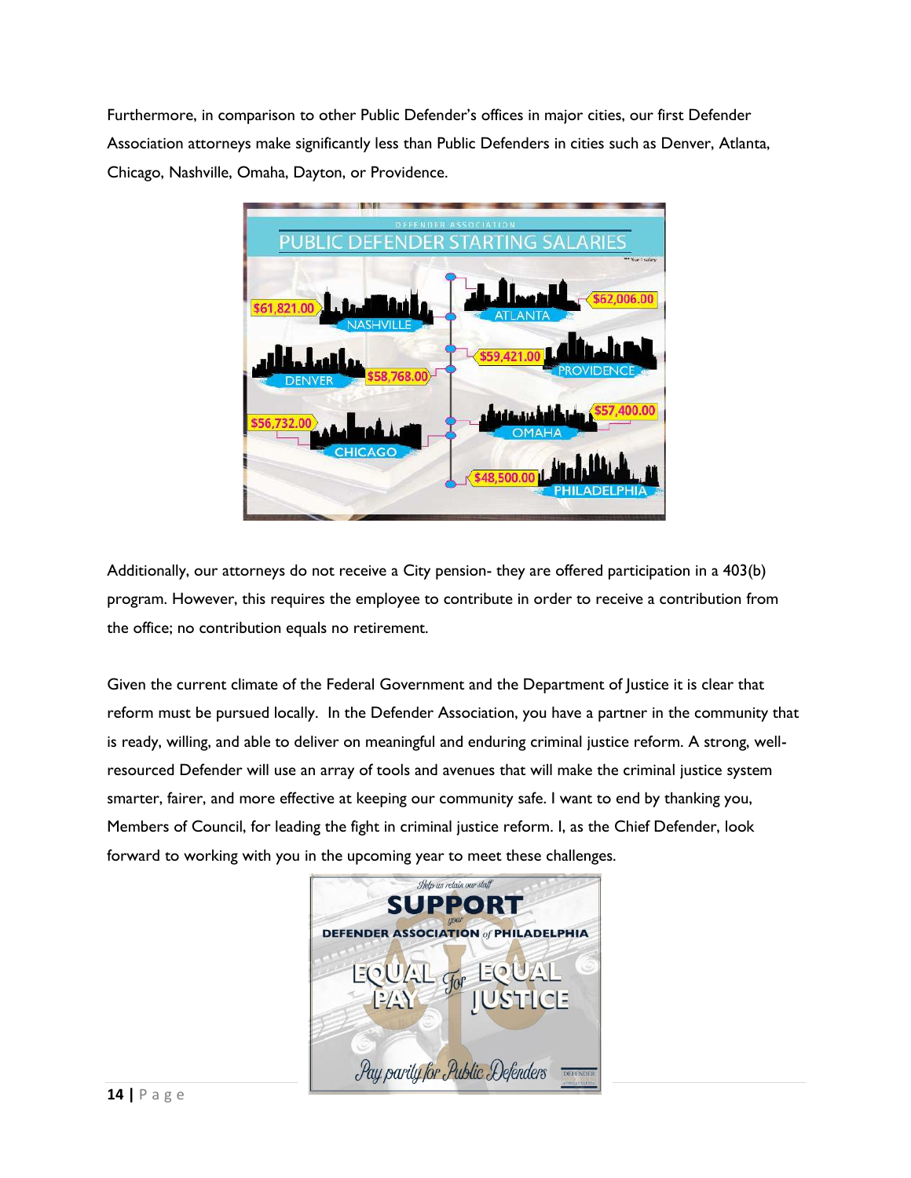Furthermore, in comparison to other Public Defender's offices in major cities, our first Defender Association attorneys make significantly less than Public Defenders in cities such as Denver, Atlanta, Chicago, Nashville, Omaha, Dayton, or Providence.

DEFENDER ASSOCIATION

PUBLIC DEFENDER STARTING SALARIES

$61,821.00
NASHVILLE

$62,006.00
ATLANTA

$58,768.00
DENVER

$59,421.00
PROVIDENCE

$56,732.00
CHICAGO

$57,400.00
OMAHA

$48,500.00
PHILADELPHIA

Additionally, our attorneys do not receive a City pension- they are offered participation in a 403(b) program. However, this requires the employee to contribute in order to receive a contribution from the office; no contribution equals no retirement.

Given the current climate of the Federal Government and the Department of Justice it is clear that reform must be pursued locally. In the Defender Association, you have a partner in the community that is ready, willing, and able to deliver on meaningful and enduring criminal justice reform. A strong, well-resourced Defender will use an array of tools and avenues that will make the criminal justice system smarter, fairer, and more effective at keeping our community safe. I want to end by thanking you, Members of Council, for leading the fight in criminal justice reform. I, as the Chief Defender, look forward to working with you in the upcoming year to meet these challenges.

Help us retain our staff

SUPPORT your DEFENDER ASSOCIATION of PHILADELPHIA

EQUAL PAY for EQUAL JUSTICE

Pay parity for Public Defenders